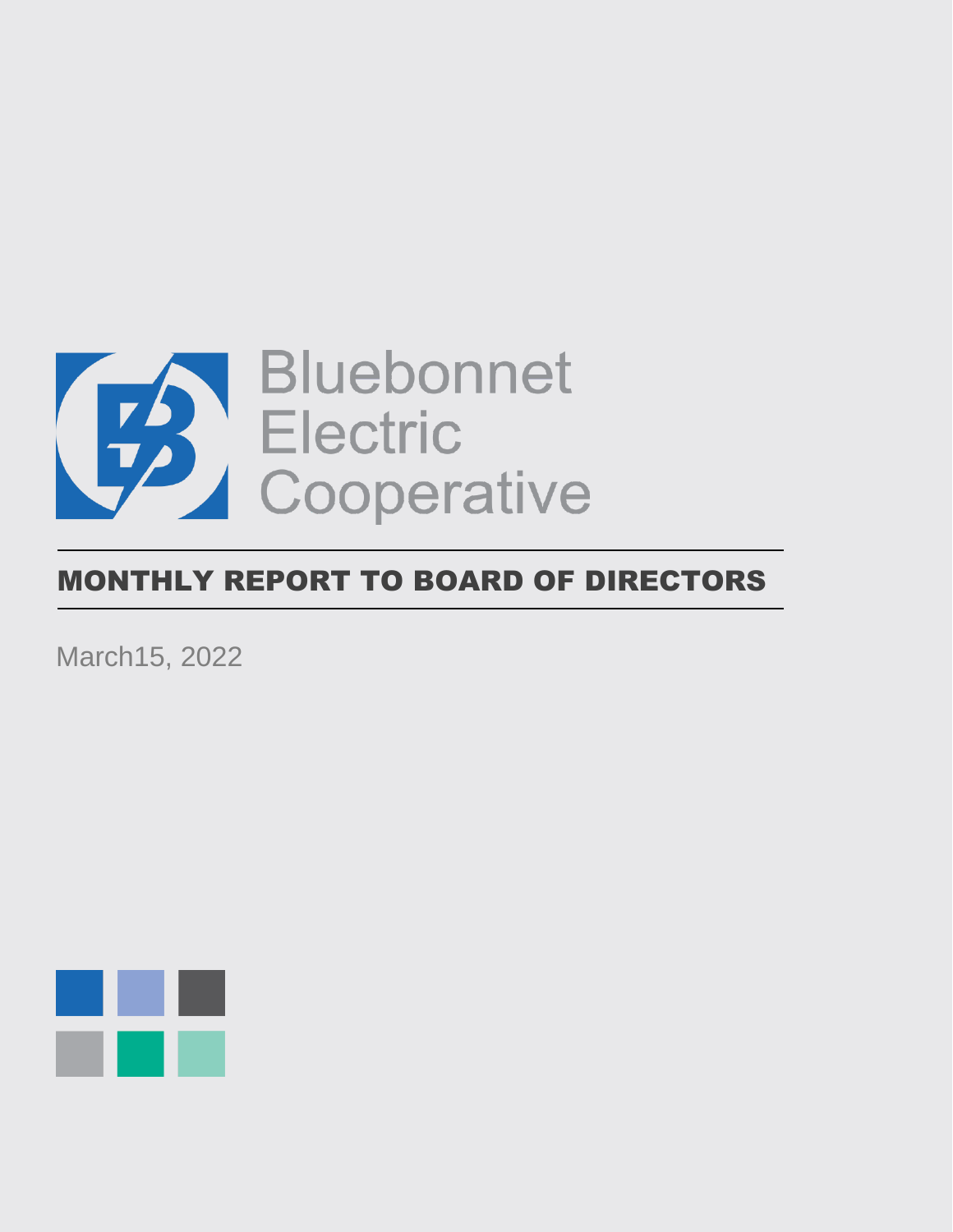Bluebonnet
Electric
Cooperative

# MONTHLY REPORT TO BOARD OF DIRECTORS

March15, 2022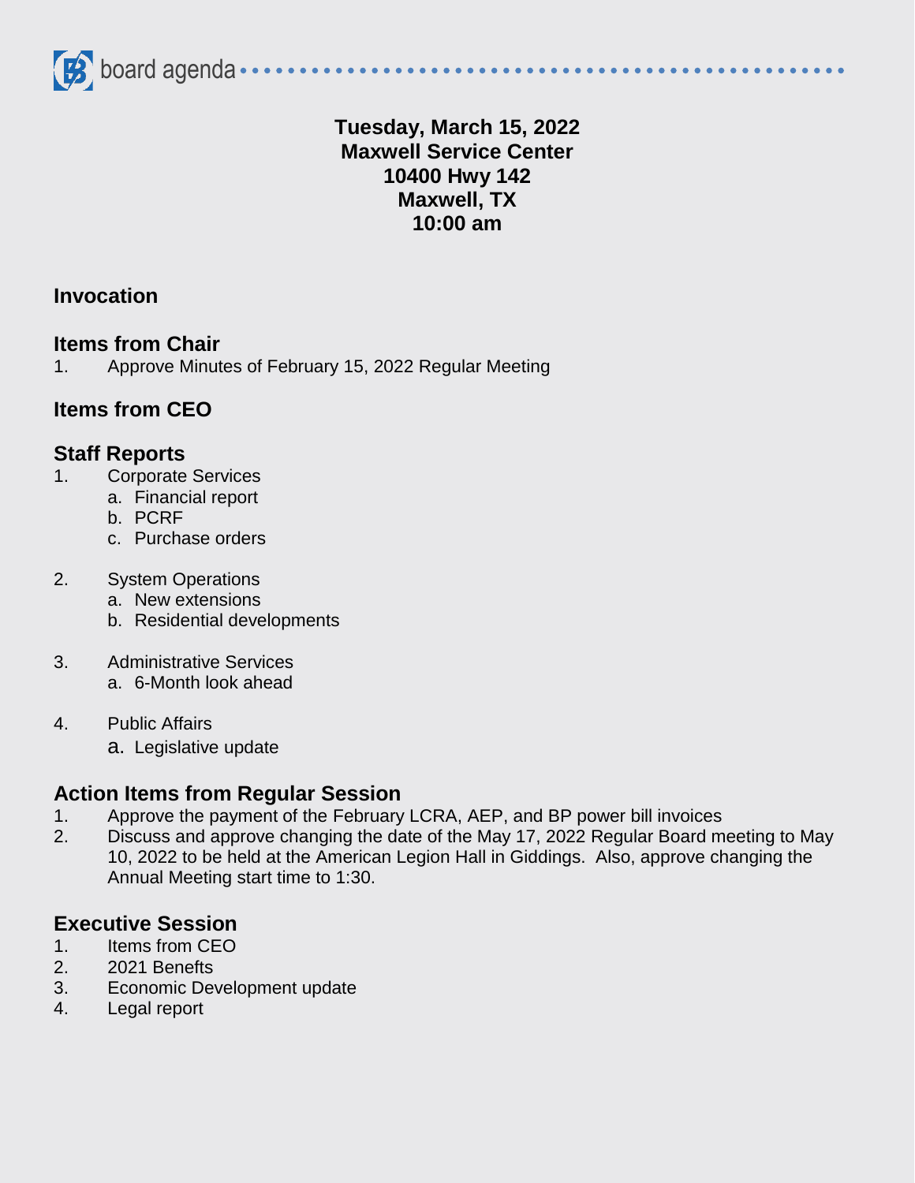board agenda

**Tuesday, March 15, 2022**
**Maxwell Service Center**
**10400 Hwy 142**
**Maxwell, TX**
**10:00 am**

## Invocation

## Items from Chair

1. Approve Minutes of February 15, 2022 Regular Meeting

## Items from CEO

## Staff Reports

1. Corporate Services
   a. Financial report
   b. PCRF
   c. Purchase orders
2. System Operations
   a. New extensions
   b. Residential developments
3. Administrative Services
   a. 6-Month look ahead
4. Public Affairs
   a. Legislative update

## Action Items from Regular Session

1. Approve the payment of the February LCRA, AEP, and BP power bill invoices
2. Discuss and approve changing the date of the May 17, 2022 Regular Board meeting to May 10, 2022 to be held at the American Legion Hall in Giddings. Also, approve changing the Annual Meeting start time to 1:30.

## Executive Session

1. Items from CEO
2. 2021 Benefits
3. Economic Development update
4. Legal report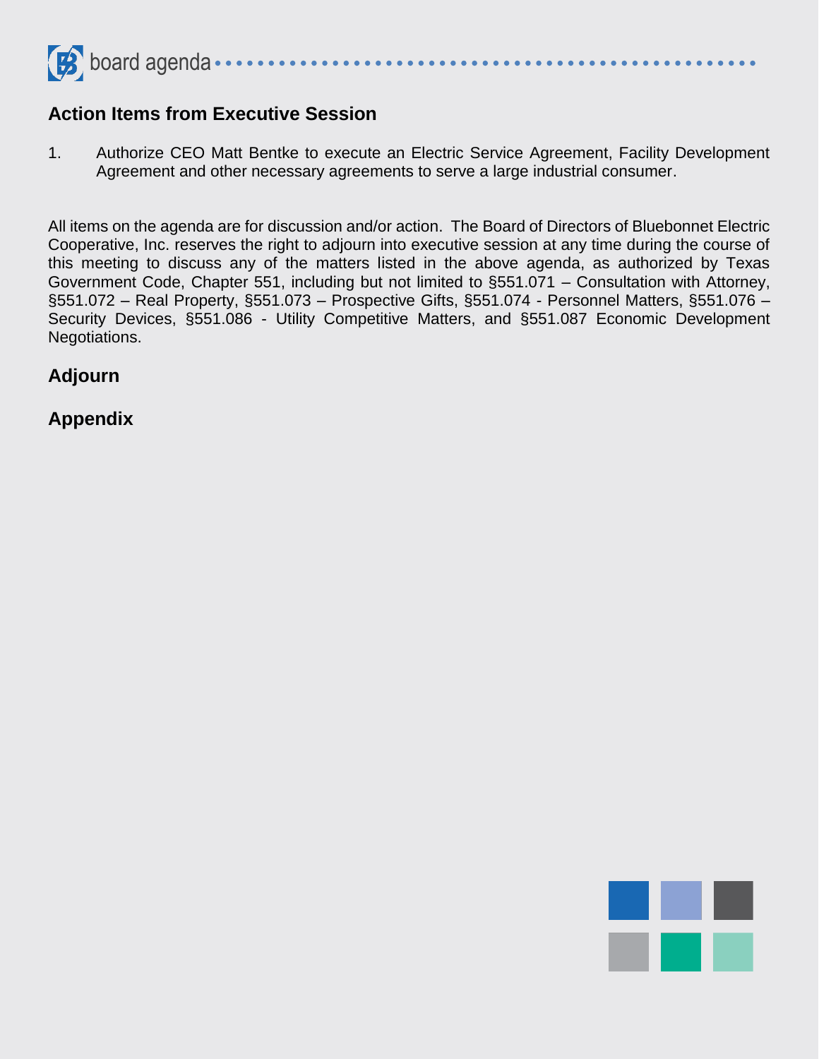## Action Items from Executive Session

1. Authorize CEO Matt Bentke to execute an Electric Service Agreement, Facility Development Agreement and other necessary agreements to serve a large industrial consumer.

All items on the agenda are for discussion and/or action. The Board of Directors of Bluebonnet Electric Cooperative, Inc. reserves the right to adjourn into executive session at any time during the course of this meeting to discuss any of the matters listed in the above agenda, as authorized by Texas Government Code, Chapter 551, including but not limited to §551.071 – Consultation with Attorney, §551.072 – Real Property, §551.073 – Prospective Gifts, §551.074 - Personnel Matters, §551.076 – Security Devices, §551.086 - Utility Competitive Matters, and §551.087 Economic Development Negotiations.

## Adjourn

## Appendix